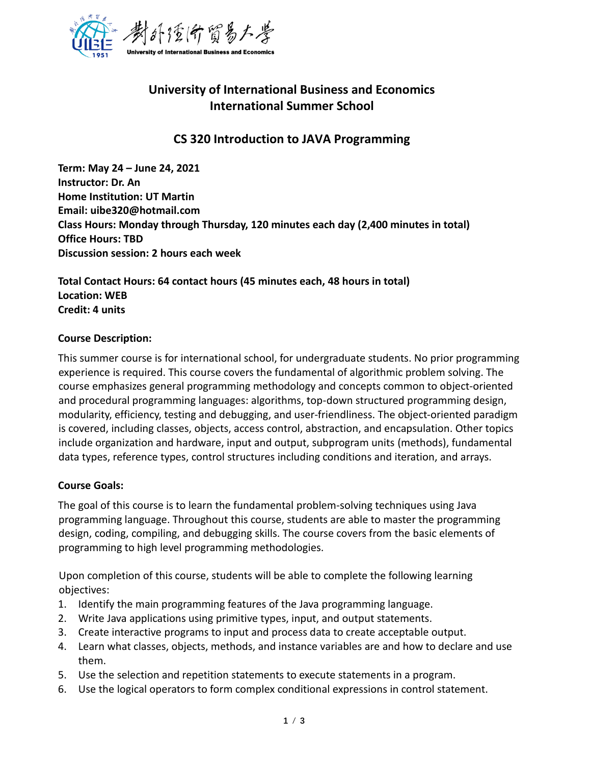# University of International Business and Economics
# International Summer School

## CS 320 Introduction to JAVA Programming

**Term: May 24 – June 24, 2021**
**Instructor: Dr. An**
**Home Institution: UT Martin**
**Email: uibe320@hotmail.com**
**Class Hours: Monday through Thursday, 120 minutes each day (2,400 minutes in total)**
**Office Hours: TBD**
**Discussion session: 2 hours each week**

**Total Contact Hours: 64 contact hours (45 minutes each, 48 hours in total)**
**Location: WEB**
**Credit: 4 units**

### Course Description:

This summer course is for international school, for undergraduate students. No prior programming experience is required. This course covers the fundamental of algorithmic problem solving. The course emphasizes general programming methodology and concepts common to object-oriented and procedural programming languages: algorithms, top-down structured programming design, modularity, efficiency, testing and debugging, and user-friendliness. The object-oriented paradigm is covered, including classes, objects, access control, abstraction, and encapsulation. Other topics include organization and hardware, input and output, subprogram units (methods), fundamental data types, reference types, control structures including conditions and iteration, and arrays.

### Course Goals:

The goal of this course is to learn the fundamental problem-solving techniques using Java programming language. Throughout this course, students are able to master the programming design, coding, compiling, and debugging skills. The course covers from the basic elements of programming to high level programming methodologies.

Upon completion of this course, students will be able to complete the following learning objectives:

1. Identify the main programming features of the Java programming language.
2. Write Java applications using primitive types, input, and output statements.
3. Create interactive programs to input and process data to create acceptable output.
4. Learn what classes, objects, methods, and instance variables are and how to declare and use them.
5. Use the selection and repetition statements to execute statements in a program.
6. Use the logical operators to form complex conditional expressions in control statement.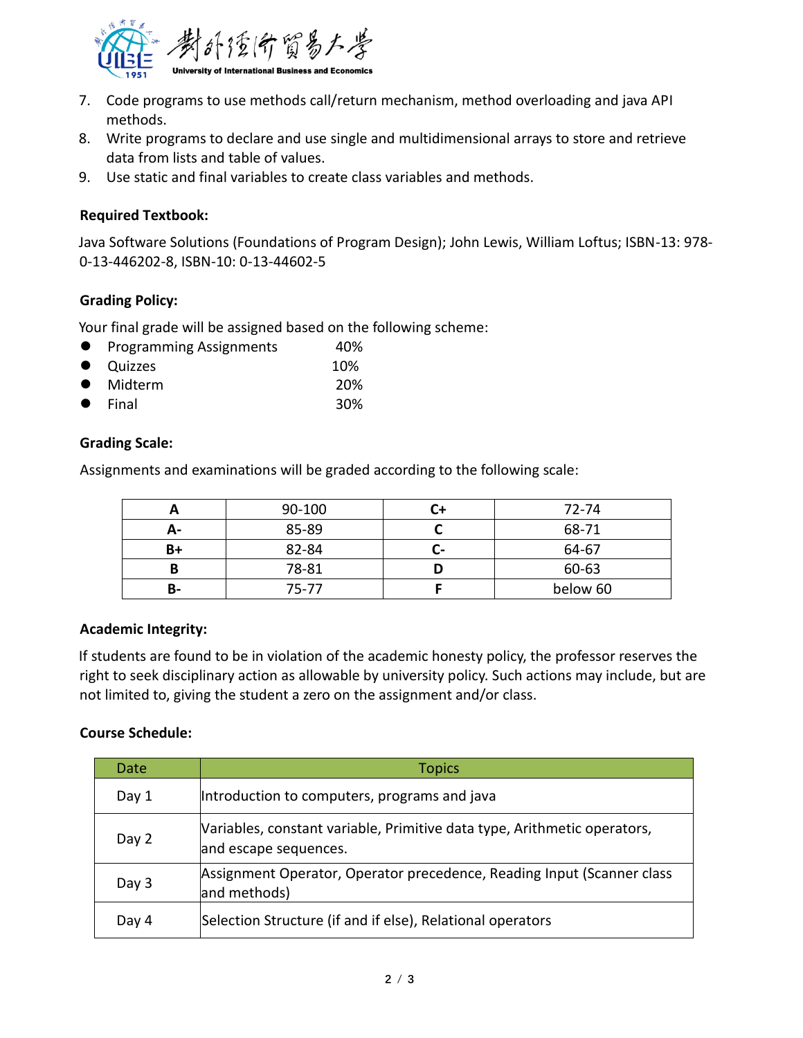7. Code programs to use methods call/return mechanism, method overloading and java API methods.
8. Write programs to declare and use single and multidimensional arrays to store and retrieve data from lists and table of values.
9. Use static and final variables to create class variables and methods.

**Required Textbook:**

Java Software Solutions (Foundations of Program Design); John Lewis, William Loftus; ISBN-13: 978-0-13-446202-8, ISBN-10: 0-13-44602-5

**Grading Policy:**

Your final grade will be assigned based on the following scheme:

- Programming Assignments 40%
- Quizzes 10%
- Midterm 20%
- Final 30%

**Grading Scale:**

Assignments and examinations will be graded according to the following scale:

| **A** | 90-100 | **C+** | 72-74 |
|---|---|---|---|
| **A-** | 85-89 | **C** | 68-71 |
| **B+** | 82-84 | **C-** | 64-67 |
| **B** | 78-81 | **D** | 60-63 |
| **B-** | 75-77 | **F** | below 60 |

**Academic Integrity:**

If students are found to be in violation of the academic honesty policy, the professor reserves the right to seek disciplinary action as allowable by university policy. Such actions may include, but are not limited to, giving the student a zero on the assignment and/or class.

**Course Schedule:**

| Date | Topics |
|---|---|
| Day 1 | Introduction to computers, programs and java |
| Day 2 | Variables, constant variable, Primitive data type, Arithmetic operators, and escape sequences. |
| Day 3 | Assignment Operator, Operator precedence, Reading Input (Scanner class and methods) |
| Day 4 | Selection Structure (if and if else), Relational operators |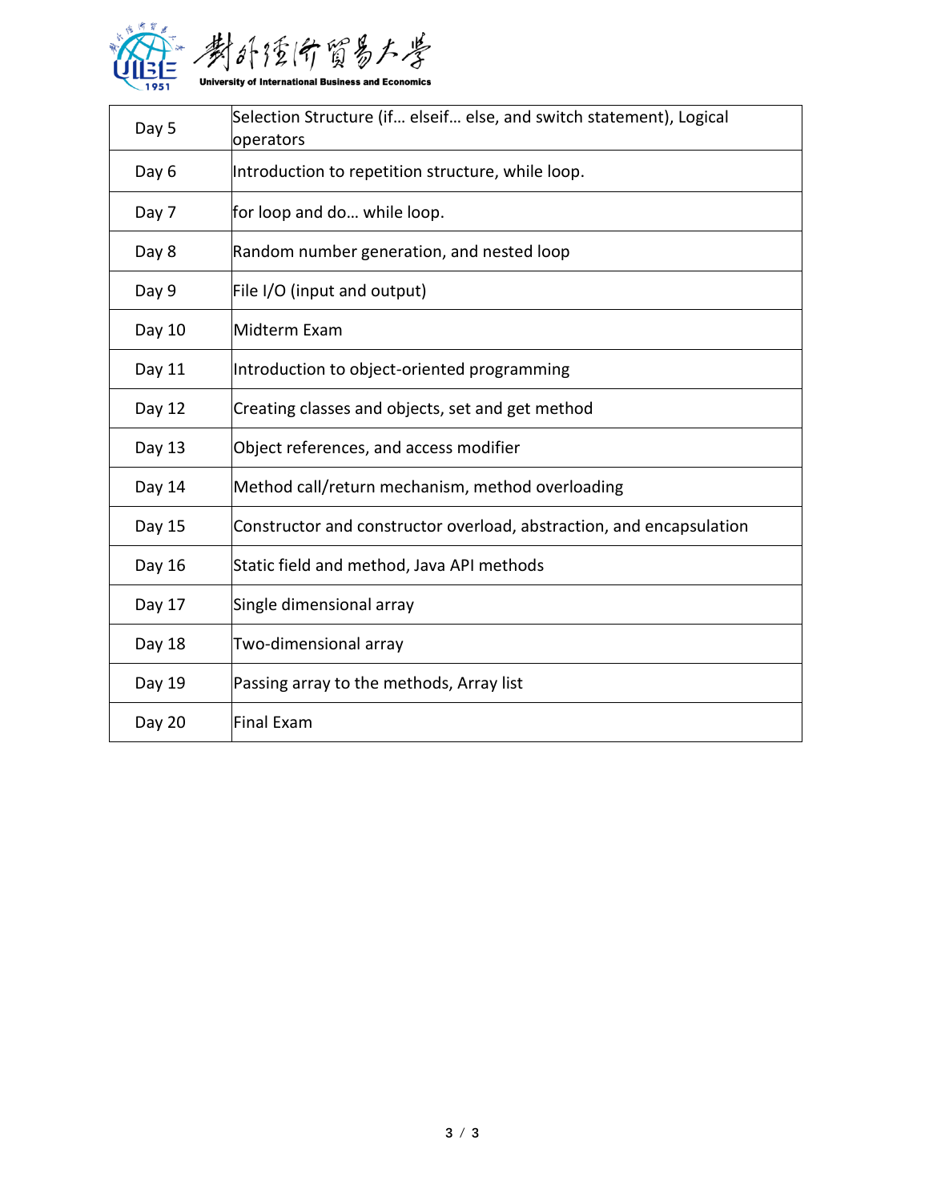| | |
|---|---|
| Day 5 | Selection Structure (if… elseif… else, and switch statement), Logical operators |
| Day 6 | Introduction to repetition structure, while loop. |
| Day 7 | for loop and do… while loop. |
| Day 8 | Random number generation, and nested loop |
| Day 9 | File I/O (input and output) |
| Day 10 | Midterm Exam |
| Day 11 | Introduction to object-oriented programming |
| Day 12 | Creating classes and objects, set and get method |
| Day 13 | Object references, and access modifier |
| Day 14 | Method call/return mechanism, method overloading |
| Day 15 | Constructor and constructor overload, abstraction, and encapsulation |
| Day 16 | Static field and method, Java API methods |
| Day 17 | Single dimensional array |
| Day 18 | Two-dimensional array |
| Day 19 | Passing array to the methods, Array list |
| Day 20 | Final Exam |